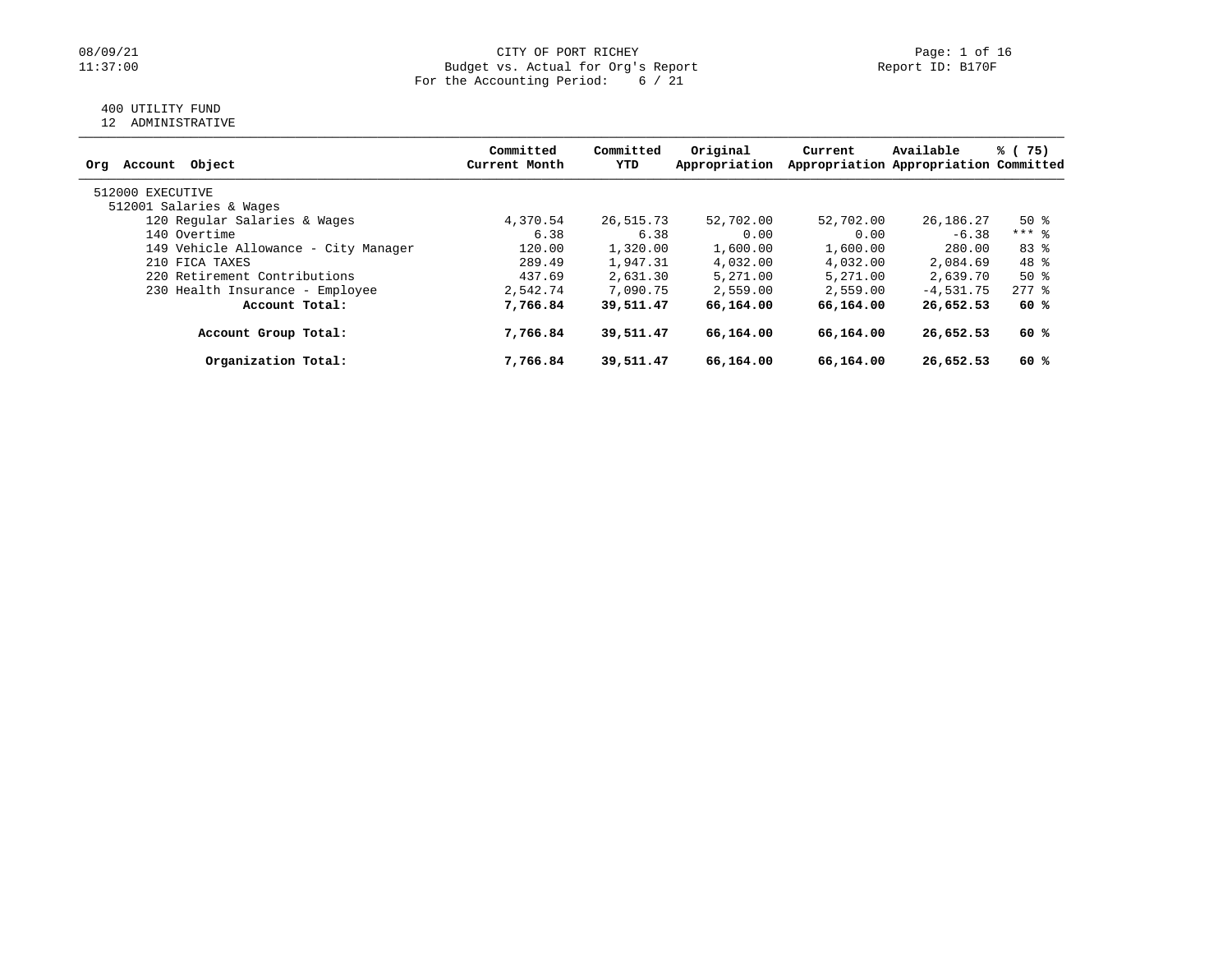CITY OF PORT RICHEY
Budget vs. Actual for Org's Report
For the Accounting Period: 6 / 21

08/09/21
11:37:00

Report ID: B170F

400 UTILITY FUND
12 ADMINISTRATIVE

| Org Account Object | Committed Current Month | Committed YTD | Original Appropriation | Current Appropriation | Available Appropriation | % ( 75) Committed |
|---|---|---|---|---|---|---|
| 512000 EXECUTIVE | | | | | | |
| 512001 Salaries & Wages | | | | | | |
| 120 Regular Salaries & Wages | 4,370.54 | 26,515.73 | 52,702.00 | 52,702.00 | 26,186.27 | 50 % |
| 140 Overtime | 6.38 | 6.38 | 0.00 | 0.00 | -6.38 | *** % |
| 149 Vehicle Allowance - City Manager | 120.00 | 1,320.00 | 1,600.00 | 1,600.00 | 280.00 | 83 % |
| 210 FICA TAXES | 289.49 | 1,947.31 | 4,032.00 | 4,032.00 | 2,084.69 | 48 % |
| 220 Retirement Contributions | 437.69 | 2,631.30 | 5,271.00 | 5,271.00 | 2,639.70 | 50 % |
| 230 Health Insurance - Employee | 2,542.74 | 7,090.75 | 2,559.00 | 2,559.00 | -4,531.75 | 277 % |
| **Account Total:** | **7,766.84** | **39,511.47** | **66,164.00** | **66,164.00** | **26,652.53** | **60 %** |
| **Account Group Total:** | **7,766.84** | **39,511.47** | **66,164.00** | **66,164.00** | **26,652.53** | **60 %** |
| **Organization Total:** | **7,766.84** | **39,511.47** | **66,164.00** | **66,164.00** | **26,652.53** | **60 %** |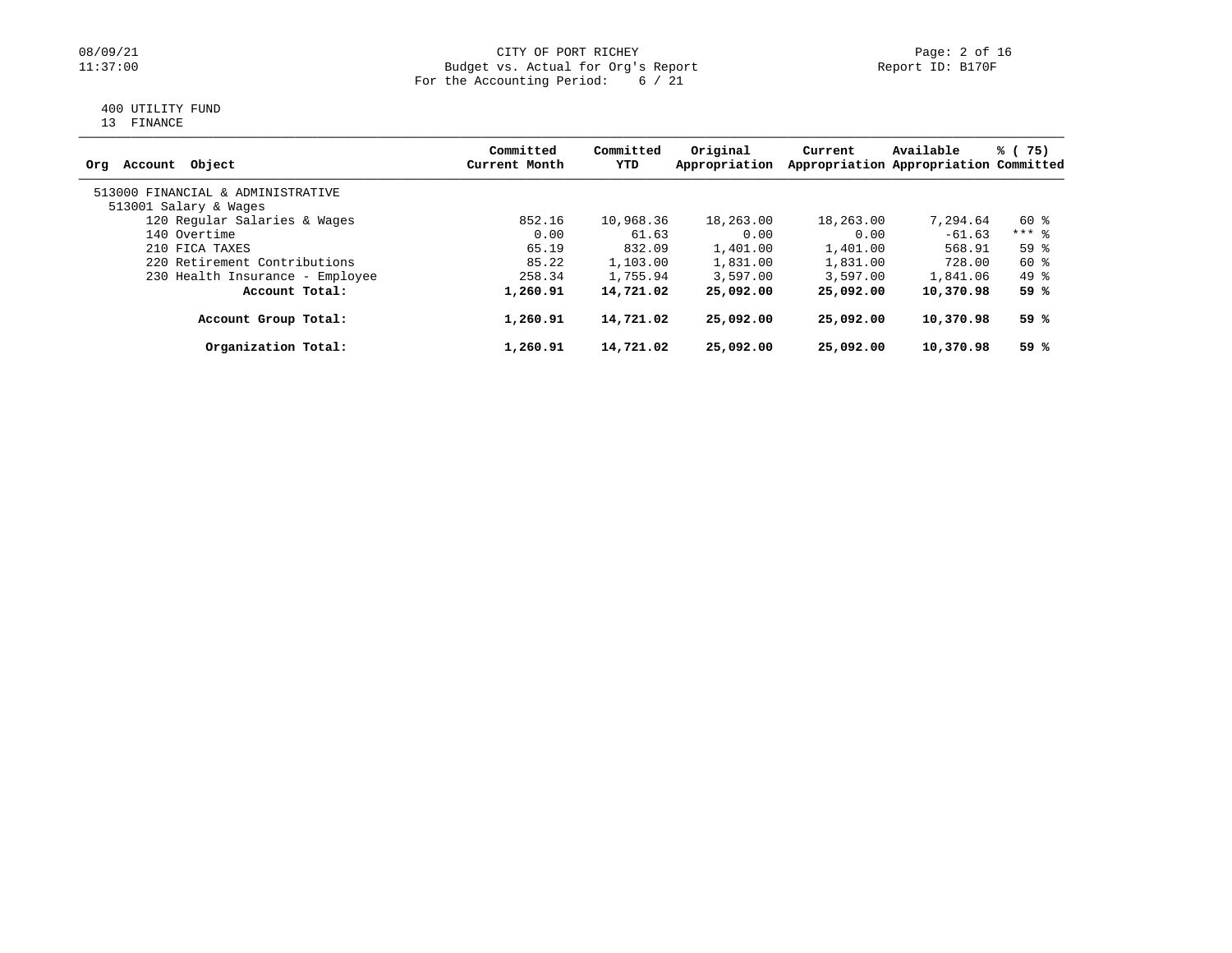CITY OF PORT RICHEY
Budget vs. Actual for Org's Report
For the Accounting Period: 6 / 21

08/09/21
11:37:00

Report ID: B170F

400 UTILITY FUND
13 FINANCE

| Org Account Object | Committed Current Month | Committed YTD | Original Appropriation | Current Appropriation | Available Appropriation | % ( 75) Committed |
|---|---|---|---|---|---|---|
| 513000 FINANCIAL & ADMINISTRATIVE | | | | | | |
| 513001 Salary & Wages | | | | | | |
| 120 Regular Salaries & Wages | 852.16 | 10,968.36 | 18,263.00 | 18,263.00 | 7,294.64 | 60 % |
| 140 Overtime | 0.00 | 61.63 | 0.00 | 0.00 | -61.63 | *** % |
| 210 FICA TAXES | 65.19 | 832.09 | 1,401.00 | 1,401.00 | 568.91 | 59 % |
| 220 Retirement Contributions | 85.22 | 1,103.00 | 1,831.00 | 1,831.00 | 728.00 | 60 % |
| 230 Health Insurance - Employee | 258.34 | 1,755.94 | 3,597.00 | 3,597.00 | 1,841.06 | 49 % |
| **Account Total:** | **1,260.91** | **14,721.02** | **25,092.00** | **25,092.00** | **10,370.98** | **59 %** |
| **Account Group Total:** | **1,260.91** | **14,721.02** | **25,092.00** | **25,092.00** | **10,370.98** | **59 %** |
| **Organization Total:** | **1,260.91** | **14,721.02** | **25,092.00** | **25,092.00** | **10,370.98** | **59 %** |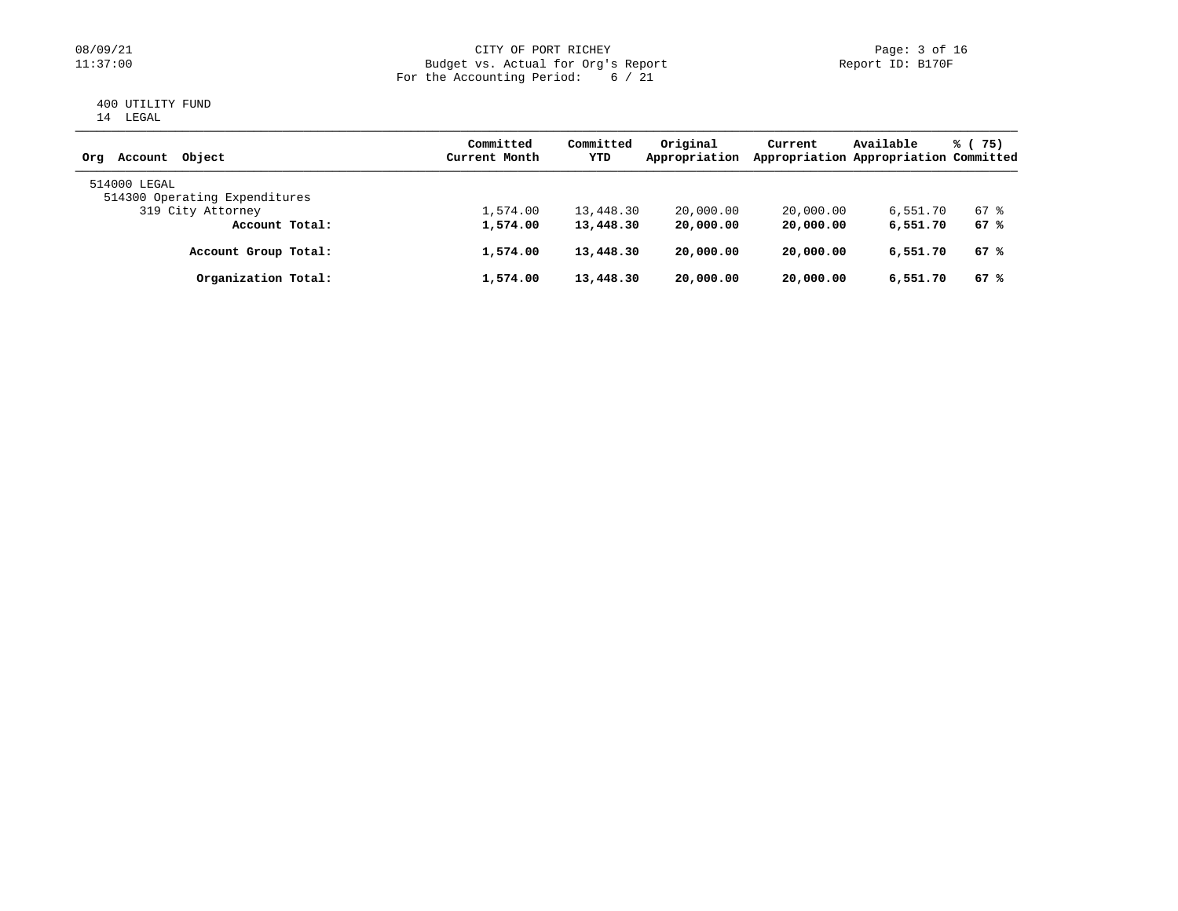CITY OF PORT RICHEY
Budget vs. Actual for Org's Report
For the Accounting Period: 6 / 21

400 UTILITY FUND
14 LEGAL

| Org Account Object | Committed Current Month | Committed YTD | Original Appropriation | Current Appropriation | Available Appropriation | % ( 75) Committed |
|---|---|---|---|---|---|---|
| 514000 LEGAL | | | | | | |
| 514300 Operating Expenditures | | | | | | |
| 319 City Attorney | 1,574.00 | 13,448.30 | 20,000.00 | 20,000.00 | 6,551.70 | 67 % |
| **Account Total:** | **1,574.00** | **13,448.30** | **20,000.00** | **20,000.00** | **6,551.70** | **67 %** |
| **Account Group Total:** | **1,574.00** | **13,448.30** | **20,000.00** | **20,000.00** | **6,551.70** | **67 %** |
| **Organization Total:** | **1,574.00** | **13,448.30** | **20,000.00** | **20,000.00** | **6,551.70** | **67 %** |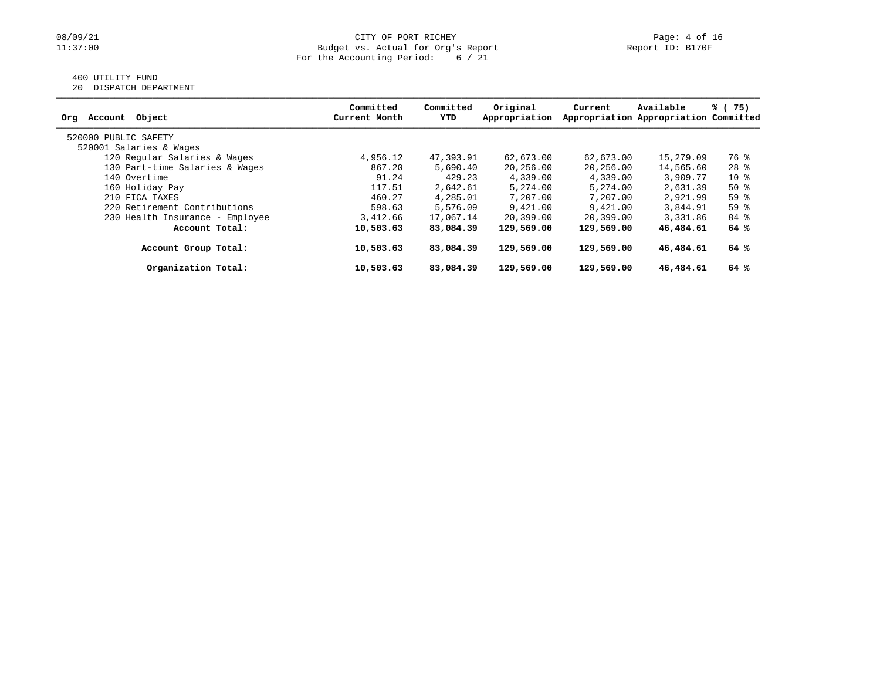CITY OF PORT RICHEY
Budget vs. Actual for Org's Report
For the Accounting Period: 6 / 21

08/09/21
11:37:00

Report ID: B170F

400 UTILITY FUND
20 DISPATCH DEPARTMENT

| Org Account Object | Committed Current Month | Committed YTD | Original Appropriation | Current Appropriation | Available Appropriation | % ( 75) Committed |
|---|---|---|---|---|---|---|
| 520000 PUBLIC SAFETY | | | | | | |
| 520001 Salaries & Wages | | | | | | |
| 120 Regular Salaries & Wages | 4,956.12 | 47,393.91 | 62,673.00 | 62,673.00 | 15,279.09 | 76 % |
| 130 Part-time Salaries & Wages | 867.20 | 5,690.40 | 20,256.00 | 20,256.00 | 14,565.60 | 28 % |
| 140 Overtime | 91.24 | 429.23 | 4,339.00 | 4,339.00 | 3,909.77 | 10 % |
| 160 Holiday Pay | 117.51 | 2,642.61 | 5,274.00 | 5,274.00 | 2,631.39 | 50 % |
| 210 FICA TAXES | 460.27 | 4,285.01 | 7,207.00 | 7,207.00 | 2,921.99 | 59 % |
| 220 Retirement Contributions | 598.63 | 5,576.09 | 9,421.00 | 9,421.00 | 3,844.91 | 59 % |
| 230 Health Insurance - Employee | 3,412.66 | 17,067.14 | 20,399.00 | 20,399.00 | 3,331.86 | 84 % |
| **Account Total:** | **10,503.63** | **83,084.39** | **129,569.00** | **129,569.00** | **46,484.61** | **64 %** |
| **Account Group Total:** | **10,503.63** | **83,084.39** | **129,569.00** | **129,569.00** | **46,484.61** | **64 %** |
| **Organization Total:** | **10,503.63** | **83,084.39** | **129,569.00** | **129,569.00** | **46,484.61** | **64 %** |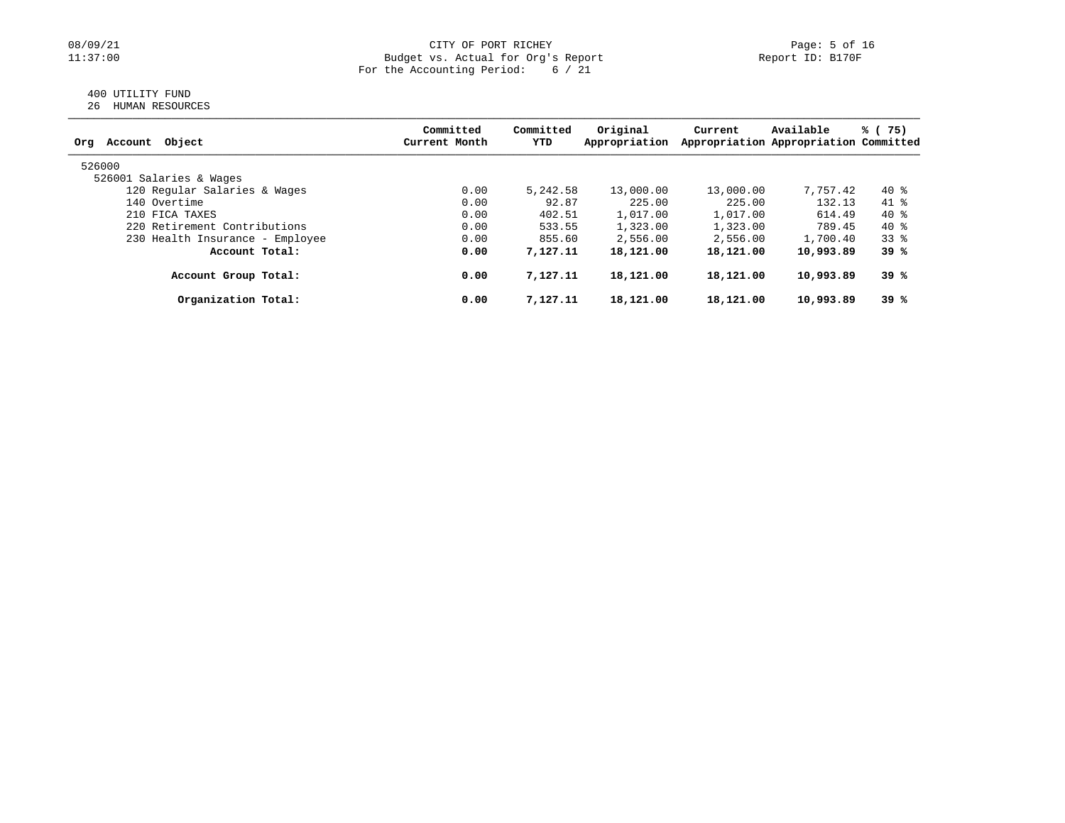CITY OF PORT RICHEY
Budget vs. Actual for Org's Report
For the Accounting Period: 6 / 21

400 UTILITY FUND
26 HUMAN RESOURCES

| Org Account Object | Committed Current Month | Committed YTD | Original Appropriation | Current Appropriation | Available Appropriation | % ( 75) Committed |
|---|---|---|---|---|---|---|
| 526000 | | | | | | |
| 526001 Salaries & Wages | | | | | | |
| 120 Regular Salaries & Wages | 0.00 | 5,242.58 | 13,000.00 | 13,000.00 | 7,757.42 | 40 % |
| 140 Overtime | 0.00 | 92.87 | 225.00 | 225.00 | 132.13 | 41 % |
| 210 FICA TAXES | 0.00 | 402.51 | 1,017.00 | 1,017.00 | 614.49 | 40 % |
| 220 Retirement Contributions | 0.00 | 533.55 | 1,323.00 | 1,323.00 | 789.45 | 40 % |
| 230 Health Insurance - Employee | 0.00 | 855.60 | 2,556.00 | 2,556.00 | 1,700.40 | 33 % |
| **Account Total:** | **0.00** | **7,127.11** | **18,121.00** | **18,121.00** | **10,993.89** | **39 %** |
| **Account Group Total:** | **0.00** | **7,127.11** | **18,121.00** | **18,121.00** | **10,993.89** | **39 %** |
| **Organization Total:** | **0.00** | **7,127.11** | **18,121.00** | **18,121.00** | **10,993.89** | **39 %** |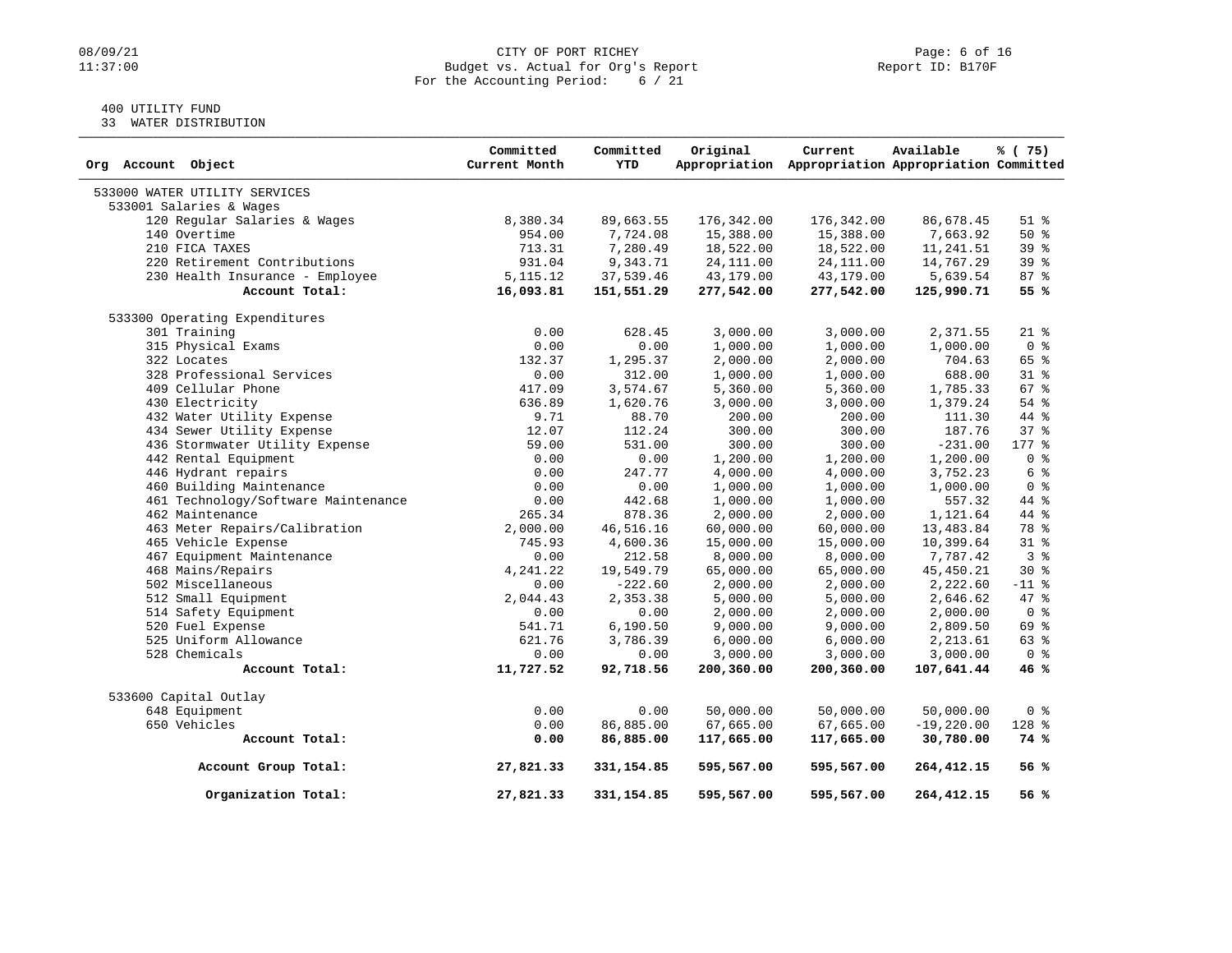CITY OF PORT RICHEY
Budget vs. Actual for Org's Report
For the Accounting Period: 6 / 21

08/09/21
11:37:00

Report ID: B170F

400 UTILITY FUND
33 WATER DISTRIBUTION

| Org Account Object | Committed Current Month | Committed YTD | Original Appropriation | Current Appropriation | Available Appropriation | % ( 75) Committed |
|---|---|---|---|---|---|---|
| 533000 WATER UTILITY SERVICES | | | | | | |
| 533001 Salaries & Wages | | | | | | |
| 120 Regular Salaries & Wages | 8,380.34 | 89,663.55 | 176,342.00 | 176,342.00 | 86,678.45 | 51 % |
| 140 Overtime | 954.00 | 7,724.08 | 15,388.00 | 15,388.00 | 7,663.92 | 50 % |
| 210 FICA TAXES | 713.31 | 7,280.49 | 18,522.00 | 18,522.00 | 11,241.51 | 39 % |
| 220 Retirement Contributions | 931.04 | 9,343.71 | 24,111.00 | 24,111.00 | 14,767.29 | 39 % |
| 230 Health Insurance - Employee | 5,115.12 | 37,539.46 | 43,179.00 | 43,179.00 | 5,639.54 | 87 % |
| **Account Total:** | **16,093.81** | **151,551.29** | **277,542.00** | **277,542.00** | **125,990.71** | **55 %** |
| 533300 Operating Expenditures | | | | | | |
| 301 Training | 0.00 | 628.45 | 3,000.00 | 3,000.00 | 2,371.55 | 21 % |
| 315 Physical Exams | 0.00 | 0.00 | 1,000.00 | 1,000.00 | 1,000.00 | 0 % |
| 322 Locates | 132.37 | 1,295.37 | 2,000.00 | 2,000.00 | 704.63 | 65 % |
| 328 Professional Services | 0.00 | 312.00 | 1,000.00 | 1,000.00 | 688.00 | 31 % |
| 409 Cellular Phone | 417.09 | 3,574.67 | 5,360.00 | 5,360.00 | 1,785.33 | 67 % |
| 430 Electricity | 636.89 | 1,620.76 | 3,000.00 | 3,000.00 | 1,379.24 | 54 % |
| 432 Water Utility Expense | 9.71 | 88.70 | 200.00 | 200.00 | 111.30 | 44 % |
| 434 Sewer Utility Expense | 12.07 | 112.24 | 300.00 | 300.00 | 187.76 | 37 % |
| 436 Stormwater Utility Expense | 59.00 | 531.00 | 300.00 | 300.00 | -231.00 | 177 % |
| 442 Rental Equipment | 0.00 | 0.00 | 1,200.00 | 1,200.00 | 1,200.00 | 0 % |
| 446 Hydrant repairs | 0.00 | 247.77 | 4,000.00 | 4,000.00 | 3,752.23 | 6 % |
| 460 Building Maintenance | 0.00 | 0.00 | 1,000.00 | 1,000.00 | 1,000.00 | 0 % |
| 461 Technology/Software Maintenance | 0.00 | 442.68 | 1,000.00 | 1,000.00 | 557.32 | 44 % |
| 462 Maintenance | 265.34 | 878.36 | 2,000.00 | 2,000.00 | 1,121.64 | 44 % |
| 463 Meter Repairs/Calibration | 2,000.00 | 46,516.16 | 60,000.00 | 60,000.00 | 13,483.84 | 78 % |
| 465 Vehicle Expense | 745.93 | 4,600.36 | 15,000.00 | 15,000.00 | 10,399.64 | 31 % |
| 467 Equipment Maintenance | 0.00 | 212.58 | 8,000.00 | 8,000.00 | 7,787.42 | 3 % |
| 468 Mains/Repairs | 4,241.22 | 19,549.79 | 65,000.00 | 65,000.00 | 45,450.21 | 30 % |
| 502 Miscellaneous | 0.00 | -222.60 | 2,000.00 | 2,000.00 | 2,222.60 | -11 % |
| 512 Small Equipment | 2,044.43 | 2,353.38 | 5,000.00 | 5,000.00 | 2,646.62 | 47 % |
| 514 Safety Equipment | 0.00 | 0.00 | 2,000.00 | 2,000.00 | 2,000.00 | 0 % |
| 520 Fuel Expense | 541.71 | 6,190.50 | 9,000.00 | 9,000.00 | 2,809.50 | 69 % |
| 525 Uniform Allowance | 621.76 | 3,786.39 | 6,000.00 | 6,000.00 | 2,213.61 | 63 % |
| 528 Chemicals | 0.00 | 0.00 | 3,000.00 | 3,000.00 | 3,000.00 | 0 % |
| **Account Total:** | **11,727.52** | **92,718.56** | **200,360.00** | **200,360.00** | **107,641.44** | **46 %** |
| 533600 Capital Outlay | | | | | | |
| 648 Equipment | 0.00 | 0.00 | 50,000.00 | 50,000.00 | 50,000.00 | 0 % |
| 650 Vehicles | 0.00 | 86,885.00 | 67,665.00 | 67,665.00 | -19,220.00 | 128 % |
| **Account Total:** | **0.00** | **86,885.00** | **117,665.00** | **117,665.00** | **30,780.00** | **74 %** |
| **Account Group Total:** | **27,821.33** | **331,154.85** | **595,567.00** | **595,567.00** | **264,412.15** | **56 %** |
| **Organization Total:** | **27,821.33** | **331,154.85** | **595,567.00** | **595,567.00** | **264,412.15** | **56 %** |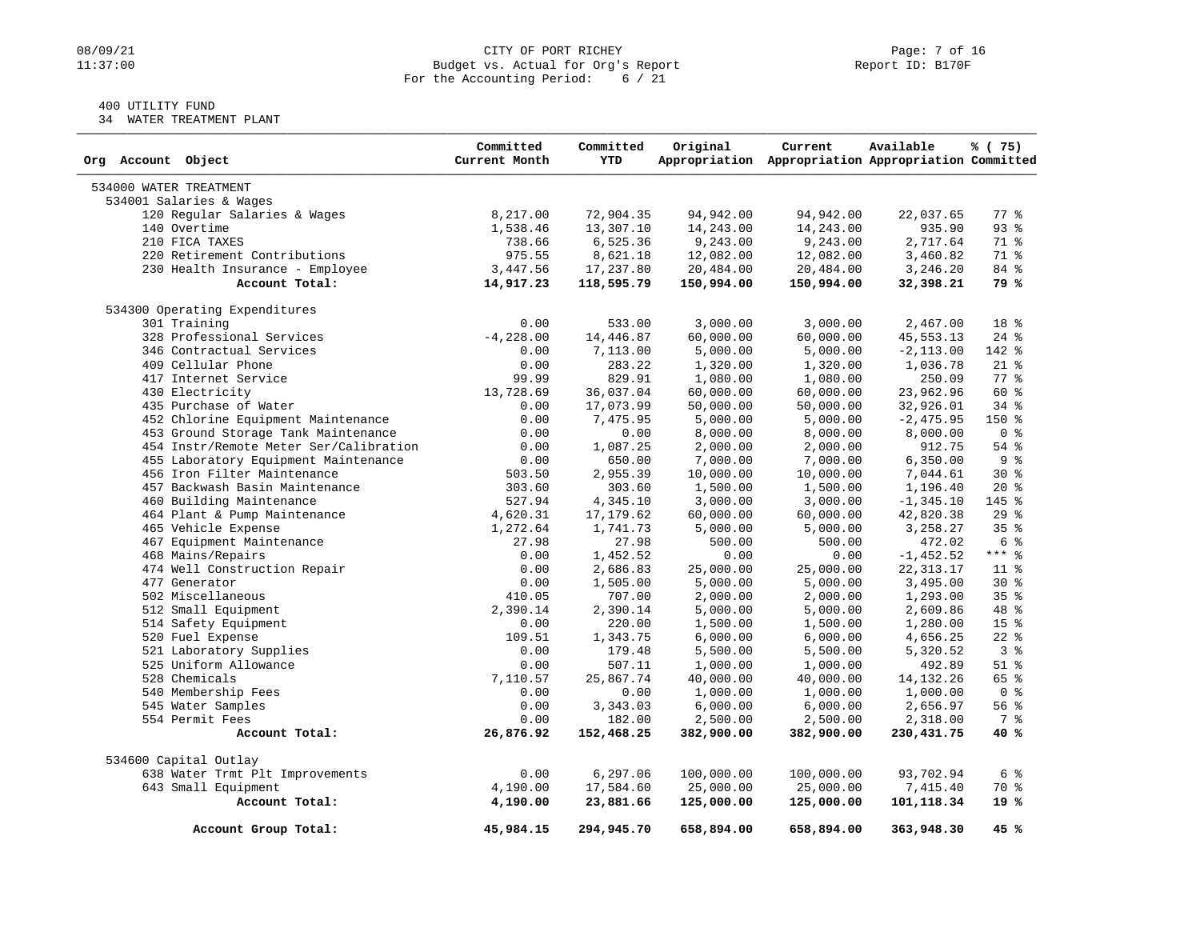CITY OF PORT RICHEY
Budget vs. Actual for Org's Report
For the Accounting Period: 6 / 21

08/09/21
11:37:00

Report ID: B170F

400 UTILITY FUND
34 WATER TREATMENT PLANT

| Org Account Object | Committed Current Month | Committed YTD | Original Appropriation | Current Appropriation | Available Appropriation | % ( 75) Committed |
|---|---|---|---|---|---|---|
| 534000 WATER TREATMENT | | | | | | |
| 534001 Salaries & Wages | | | | | | |
| 120 Regular Salaries & Wages | 8,217.00 | 72,904.35 | 94,942.00 | 94,942.00 | 22,037.65 | 77 % |
| 140 Overtime | 1,538.46 | 13,307.10 | 14,243.00 | 14,243.00 | 935.90 | 93 % |
| 210 FICA TAXES | 738.66 | 6,525.36 | 9,243.00 | 9,243.00 | 2,717.64 | 71 % |
| 220 Retirement Contributions | 975.55 | 8,621.18 | 12,082.00 | 12,082.00 | 3,460.82 | 71 % |
| 230 Health Insurance - Employee | 3,447.56 | 17,237.80 | 20,484.00 | 20,484.00 | 3,246.20 | 84 % |
| **Account Total:** | **14,917.23** | **118,595.79** | **150,994.00** | **150,994.00** | **32,398.21** | **79 %** |
| 534300 Operating Expenditures | | | | | | |
| 301 Training | 0.00 | 533.00 | 3,000.00 | 3,000.00 | 2,467.00 | 18 % |
| 328 Professional Services | -4,228.00 | 14,446.87 | 60,000.00 | 60,000.00 | 45,553.13 | 24 % |
| 346 Contractual Services | 0.00 | 7,113.00 | 5,000.00 | 5,000.00 | -2,113.00 | 142 % |
| 409 Cellular Phone | 0.00 | 283.22 | 1,320.00 | 1,320.00 | 1,036.78 | 21 % |
| 417 Internet Service | 99.99 | 829.91 | 1,080.00 | 1,080.00 | 250.09 | 77 % |
| 430 Electricity | 13,728.69 | 36,037.04 | 60,000.00 | 60,000.00 | 23,962.96 | 60 % |
| 435 Purchase of Water | 0.00 | 17,073.99 | 50,000.00 | 50,000.00 | 32,926.01 | 34 % |
| 452 Chlorine Equipment Maintenance | 0.00 | 7,475.95 | 5,000.00 | 5,000.00 | -2,475.95 | 150 % |
| 453 Ground Storage Tank Maintenance | 0.00 | 0.00 | 8,000.00 | 8,000.00 | 8,000.00 | 0 % |
| 454 Instr/Remote Meter Ser/Calibration | 0.00 | 1,087.25 | 2,000.00 | 2,000.00 | 912.75 | 54 % |
| 455 Laboratory Equipment Maintenance | 0.00 | 650.00 | 7,000.00 | 7,000.00 | 6,350.00 | 9 % |
| 456 Iron Filter Maintenance | 503.50 | 2,955.39 | 10,000.00 | 10,000.00 | 7,044.61 | 30 % |
| 457 Backwash Basin Maintenance | 303.60 | 303.60 | 1,500.00 | 1,500.00 | 1,196.40 | 20 % |
| 460 Building Maintenance | 527.94 | 4,345.10 | 3,000.00 | 3,000.00 | -1,345.10 | 145 % |
| 464 Plant & Pump Maintenance | 4,620.31 | 17,179.62 | 60,000.00 | 60,000.00 | 42,820.38 | 29 % |
| 465 Vehicle Expense | 1,272.64 | 1,741.73 | 5,000.00 | 5,000.00 | 3,258.27 | 35 % |
| 467 Equipment Maintenance | 27.98 | 27.98 | 500.00 | 500.00 | 472.02 | 6 % |
| 468 Mains/Repairs | 0.00 | 1,452.52 | 0.00 | 0.00 | -1,452.52 | *** % |
| 474 Well Construction Repair | 0.00 | 2,686.83 | 25,000.00 | 25,000.00 | 22,313.17 | 11 % |
| 477 Generator | 0.00 | 1,505.00 | 5,000.00 | 5,000.00 | 3,495.00 | 30 % |
| 502 Miscellaneous | 410.05 | 707.00 | 2,000.00 | 2,000.00 | 1,293.00 | 35 % |
| 512 Small Equipment | 2,390.14 | 2,390.14 | 5,000.00 | 5,000.00 | 2,609.86 | 48 % |
| 514 Safety Equipment | 0.00 | 220.00 | 1,500.00 | 1,500.00 | 1,280.00 | 15 % |
| 520 Fuel Expense | 109.51 | 1,343.75 | 6,000.00 | 6,000.00 | 4,656.25 | 22 % |
| 521 Laboratory Supplies | 0.00 | 179.48 | 5,500.00 | 5,500.00 | 5,320.52 | 3 % |
| 525 Uniform Allowance | 0.00 | 507.11 | 1,000.00 | 1,000.00 | 492.89 | 51 % |
| 528 Chemicals | 7,110.57 | 25,867.74 | 40,000.00 | 40,000.00 | 14,132.26 | 65 % |
| 540 Membership Fees | 0.00 | 0.00 | 1,000.00 | 1,000.00 | 1,000.00 | 0 % |
| 545 Water Samples | 0.00 | 3,343.03 | 6,000.00 | 6,000.00 | 2,656.97 | 56 % |
| 554 Permit Fees | 0.00 | 182.00 | 2,500.00 | 2,500.00 | 2,318.00 | 7 % |
| **Account Total:** | **26,876.92** | **152,468.25** | **382,900.00** | **382,900.00** | **230,431.75** | **40 %** |
| 534600 Capital Outlay | | | | | | |
| 638 Water Trmt Plt Improvements | 0.00 | 6,297.06 | 100,000.00 | 100,000.00 | 93,702.94 | 6 % |
| 643 Small Equipment | 4,190.00 | 17,584.60 | 25,000.00 | 25,000.00 | 7,415.40 | 70 % |
| **Account Total:** | **4,190.00** | **23,881.66** | **125,000.00** | **125,000.00** | **101,118.34** | **19 %** |
| **Account Group Total:** | **45,984.15** | **294,945.70** | **658,894.00** | **658,894.00** | **363,948.30** | **45 %** |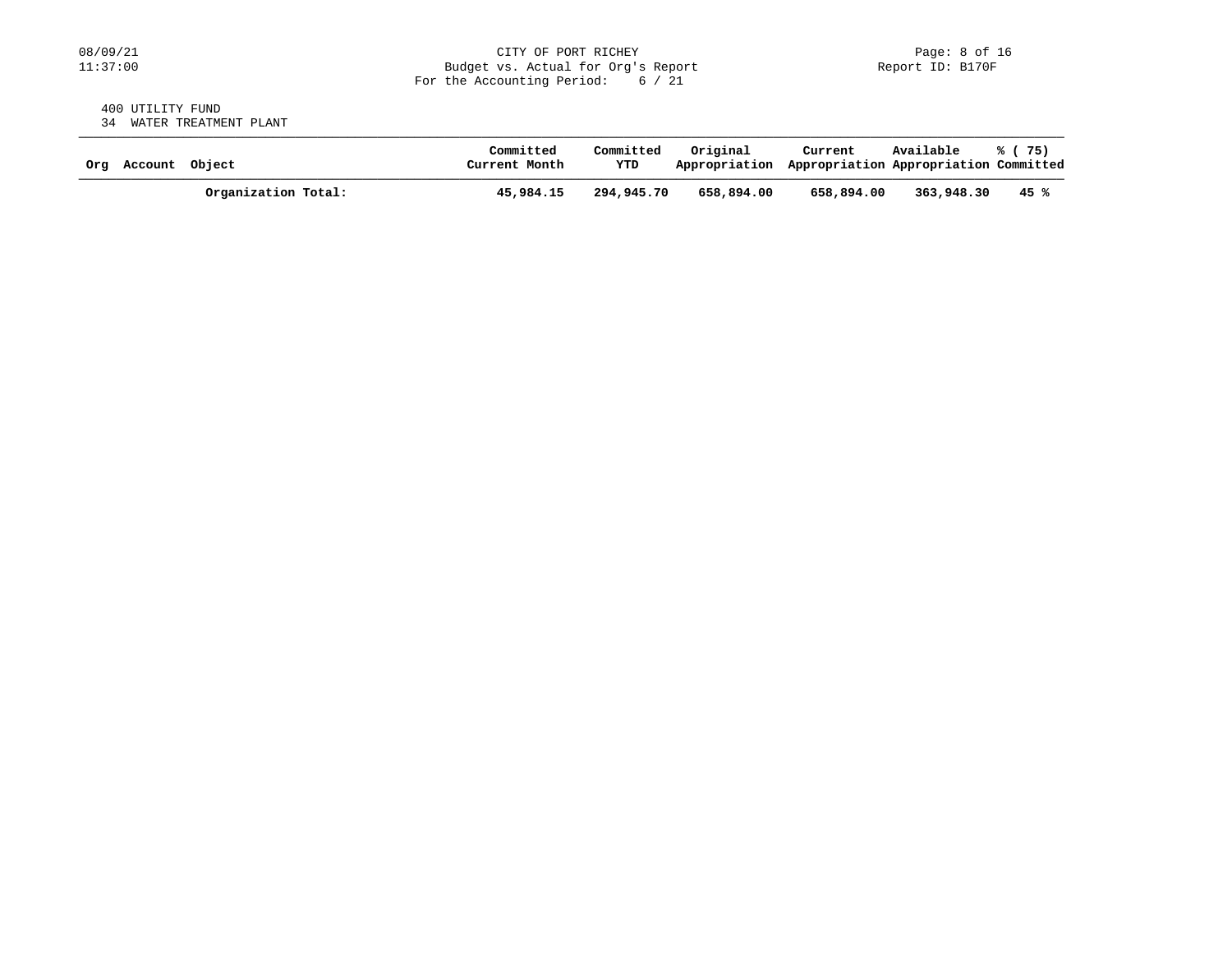400 UTILITY FUND
34 WATER TREATMENT PLANT

| Org | Account | Object | Committed Current Month | Committed YTD | Original Appropriation | Current Appropriation | Available Appropriation | % ( 75) Committed |
|---|---|---|---|---|---|---|---|---|
| | | **Organization Total:** | **45,984.15** | **294,945.70** | **658,894.00** | **658,894.00** | **363,948.30** | **45 %** |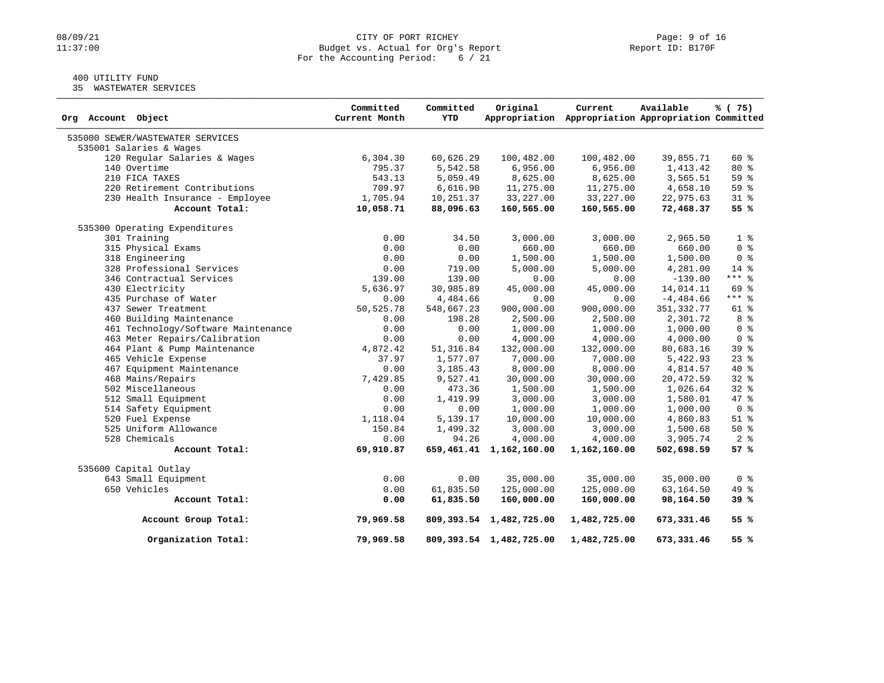CITY OF PORT RICHEY
Budget vs. Actual for Org's Report
For the Accounting Period: 6 / 21

400 UTILITY FUND
35 WASTEWATER SERVICES

| Org Account Object | Committed Current Month | Committed YTD | Original Appropriation | Current Appropriation | Available Appropriation | % ( 75) Committed |
|---|---|---|---|---|---|---|
| 535000 SEWER/WASTEWATER SERVICES | | | | | | |
| 535001 Salaries & Wages | | | | | | |
| 120 Regular Salaries & Wages | 6,304.30 | 60,626.29 | 100,482.00 | 100,482.00 | 39,855.71 | 60 % |
| 140 Overtime | 795.37 | 5,542.58 | 6,956.00 | 6,956.00 | 1,413.42 | 80 % |
| 210 FICA TAXES | 543.13 | 5,059.49 | 8,625.00 | 8,625.00 | 3,565.51 | 59 % |
| 220 Retirement Contributions | 709.97 | 6,616.90 | 11,275.00 | 11,275.00 | 4,658.10 | 59 % |
| 230 Health Insurance - Employee | 1,705.94 | 10,251.37 | 33,227.00 | 33,227.00 | 22,975.63 | 31 % |
| **Account Total:** | **10,058.71** | **88,096.63** | **160,565.00** | **160,565.00** | **72,468.37** | **55 %** |
| 535300 Operating Expenditures | | | | | | |
| 301 Training | 0.00 | 34.50 | 3,000.00 | 3,000.00 | 2,965.50 | 1 % |
| 315 Physical Exams | 0.00 | 0.00 | 660.00 | 660.00 | 660.00 | 0 % |
| 318 Engineering | 0.00 | 0.00 | 1,500.00 | 1,500.00 | 1,500.00 | 0 % |
| 328 Professional Services | 0.00 | 719.00 | 5,000.00 | 5,000.00 | 4,281.00 | 14 % |
| 346 Contractual Services | 139.00 | 139.00 | 0.00 | 0.00 | -139.00 | *** % |
| 430 Electricity | 5,636.97 | 30,985.89 | 45,000.00 | 45,000.00 | 14,014.11 | 69 % |
| 435 Purchase of Water | 0.00 | 4,484.66 | 0.00 | 0.00 | -4,484.66 | *** % |
| 437 Sewer Treatment | 50,525.78 | 548,667.23 | 900,000.00 | 900,000.00 | 351,332.77 | 61 % |
| 460 Building Maintenance | 0.00 | 198.28 | 2,500.00 | 2,500.00 | 2,301.72 | 8 % |
| 461 Technology/Software Maintenance | 0.00 | 0.00 | 1,000.00 | 1,000.00 | 1,000.00 | 0 % |
| 463 Meter Repairs/Calibration | 0.00 | 0.00 | 4,000.00 | 4,000.00 | 4,000.00 | 0 % |
| 464 Plant & Pump Maintenance | 4,872.42 | 51,316.84 | 132,000.00 | 132,000.00 | 80,683.16 | 39 % |
| 465 Vehicle Expense | 37.97 | 1,577.07 | 7,000.00 | 7,000.00 | 5,422.93 | 23 % |
| 467 Equipment Maintenance | 0.00 | 3,185.43 | 8,000.00 | 8,000.00 | 4,814.57 | 40 % |
| 468 Mains/Repairs | 7,429.85 | 9,527.41 | 30,000.00 | 30,000.00 | 20,472.59 | 32 % |
| 502 Miscellaneous | 0.00 | 473.36 | 1,500.00 | 1,500.00 | 1,026.64 | 32 % |
| 512 Small Equipment | 0.00 | 1,419.99 | 3,000.00 | 3,000.00 | 1,580.01 | 47 % |
| 514 Safety Equipment | 0.00 | 0.00 | 1,000.00 | 1,000.00 | 1,000.00 | 0 % |
| 520 Fuel Expense | 1,118.04 | 5,139.17 | 10,000.00 | 10,000.00 | 4,860.83 | 51 % |
| 525 Uniform Allowance | 150.84 | 1,499.32 | 3,000.00 | 3,000.00 | 1,500.68 | 50 % |
| 528 Chemicals | 0.00 | 94.26 | 4,000.00 | 4,000.00 | 3,905.74 | 2 % |
| **Account Total:** | **69,910.87** | **659,461.41** | **1,162,160.00** | **1,162,160.00** | **502,698.59** | **57 %** |
| 535600 Capital Outlay | | | | | | |
| 643 Small Equipment | 0.00 | 0.00 | 35,000.00 | 35,000.00 | 35,000.00 | 0 % |
| 650 Vehicles | 0.00 | 61,835.50 | 125,000.00 | 125,000.00 | 63,164.50 | 49 % |
| **Account Total:** | **0.00** | **61,835.50** | **160,000.00** | **160,000.00** | **98,164.50** | **39 %** |
| **Account Group Total:** | **79,969.58** | **809,393.54** | **1,482,725.00** | **1,482,725.00** | **673,331.46** | **55 %** |
| **Organization Total:** | **79,969.58** | **809,393.54** | **1,482,725.00** | **1,482,725.00** | **673,331.46** | **55 %** |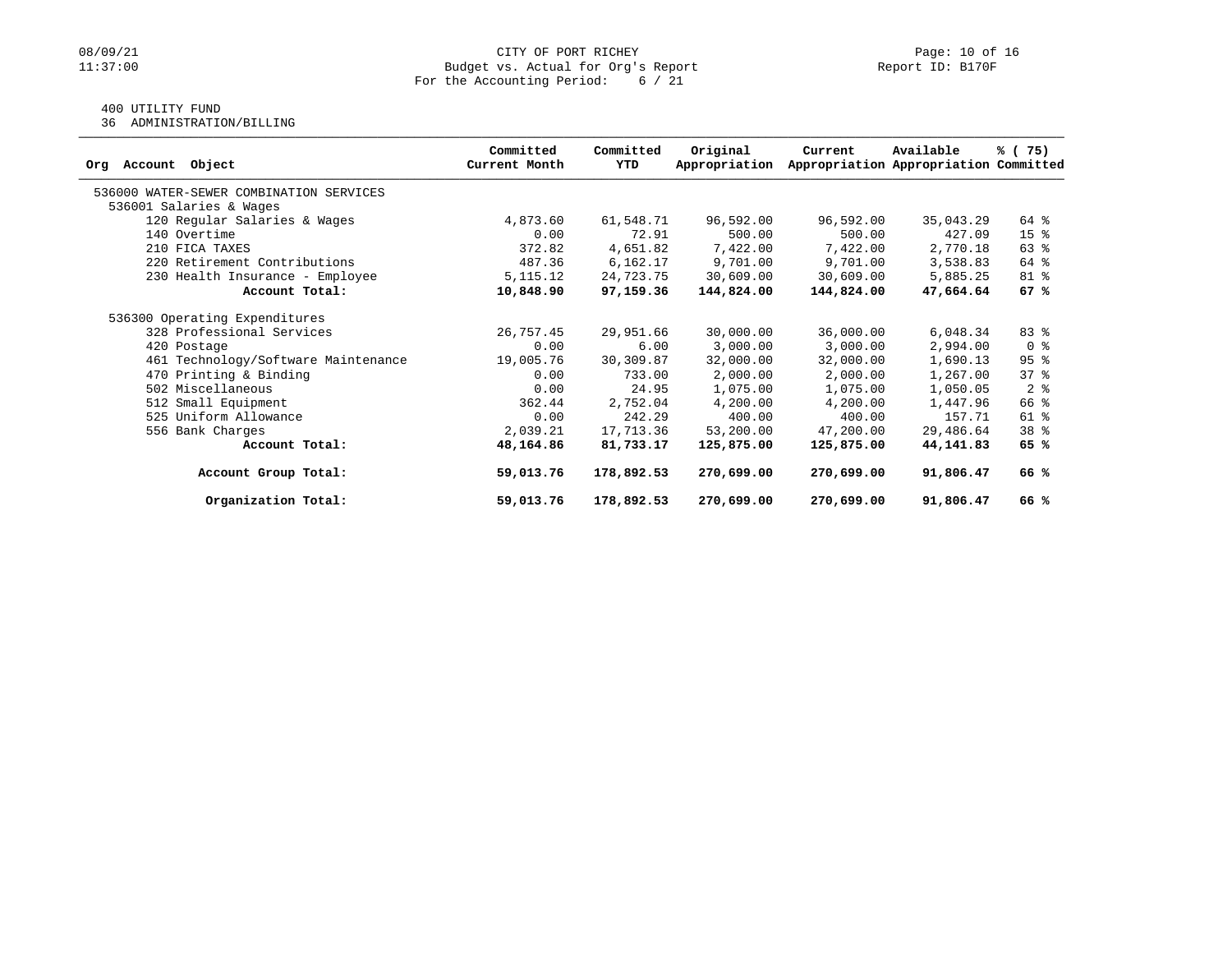CITY OF PORT RICHEY
Budget vs. Actual for Org's Report
For the Accounting Period: 6 / 21

400 UTILITY FUND
36 ADMINISTRATION/BILLING

| Org Account Object | Committed Current Month | Committed YTD | Original Appropriation | Current Appropriation | Available Appropriation | % ( 75) Committed |
|---|---|---|---|---|---|---|
| 536000 WATER-SEWER COMBINATION SERVICES | | | | | | |
| 536001 Salaries & Wages | | | | | | |
| 120 Regular Salaries & Wages | 4,873.60 | 61,548.71 | 96,592.00 | 96,592.00 | 35,043.29 | 64 % |
| 140 Overtime | 0.00 | 72.91 | 500.00 | 500.00 | 427.09 | 15 % |
| 210 FICA TAXES | 372.82 | 4,651.82 | 7,422.00 | 7,422.00 | 2,770.18 | 63 % |
| 220 Retirement Contributions | 487.36 | 6,162.17 | 9,701.00 | 9,701.00 | 3,538.83 | 64 % |
| 230 Health Insurance - Employee | 5,115.12 | 24,723.75 | 30,609.00 | 30,609.00 | 5,885.25 | 81 % |
| **Account Total:** | **10,848.90** | **97,159.36** | **144,824.00** | **144,824.00** | **47,664.64** | **67 %** |
| 536300 Operating Expenditures | | | | | | |
| 328 Professional Services | 26,757.45 | 29,951.66 | 30,000.00 | 36,000.00 | 6,048.34 | 83 % |
| 420 Postage | 0.00 | 6.00 | 3,000.00 | 3,000.00 | 2,994.00 | 0 % |
| 461 Technology/Software Maintenance | 19,005.76 | 30,309.87 | 32,000.00 | 32,000.00 | 1,690.13 | 95 % |
| 470 Printing & Binding | 0.00 | 733.00 | 2,000.00 | 2,000.00 | 1,267.00 | 37 % |
| 502 Miscellaneous | 0.00 | 24.95 | 1,075.00 | 1,075.00 | 1,050.05 | 2 % |
| 512 Small Equipment | 362.44 | 2,752.04 | 4,200.00 | 4,200.00 | 1,447.96 | 66 % |
| 525 Uniform Allowance | 0.00 | 242.29 | 400.00 | 400.00 | 157.71 | 61 % |
| 556 Bank Charges | 2,039.21 | 17,713.36 | 53,200.00 | 47,200.00 | 29,486.64 | 38 % |
| **Account Total:** | **48,164.86** | **81,733.17** | **125,875.00** | **125,875.00** | **44,141.83** | **65 %** |
| **Account Group Total:** | **59,013.76** | **178,892.53** | **270,699.00** | **270,699.00** | **91,806.47** | **66 %** |
| **Organization Total:** | **59,013.76** | **178,892.53** | **270,699.00** | **270,699.00** | **91,806.47** | **66 %** |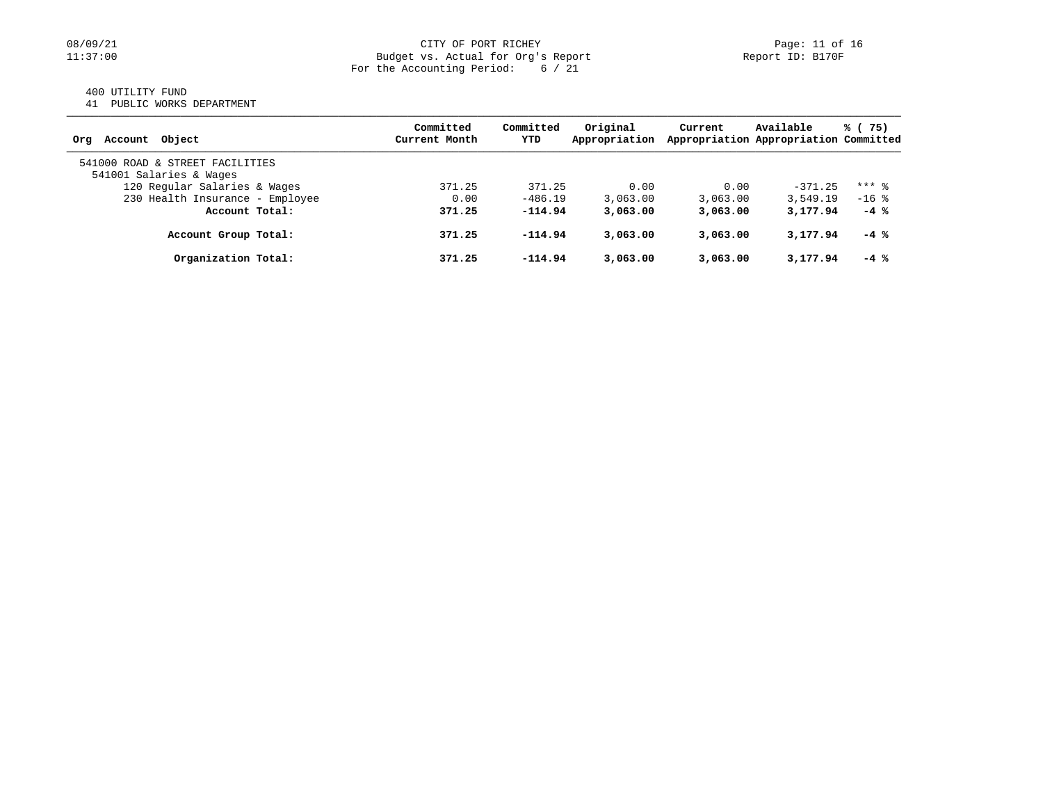CITY OF PORT RICHEY
Budget vs. Actual for Org's Report
For the Accounting Period: 6 / 21

400 UTILITY FUND
41 PUBLIC WORKS DEPARTMENT

| Org Account Object | Committed Current Month | Committed YTD | Original Appropriation | Current Appropriation | Available Appropriation | % ( 75) Committed |
|---|---|---|---|---|---|---|
| 541000 ROAD & STREET FACILITIES | | | | | | |
| 541001 Salaries & Wages | | | | | | |
| 120 Regular Salaries & Wages | 371.25 | 371.25 | 0.00 | 0.00 | -371.25 | *** % |
| 230 Health Insurance - Employee | 0.00 | -486.19 | 3,063.00 | 3,063.00 | 3,549.19 | -16 % |
| **Account Total:** | **371.25** | **-114.94** | **3,063.00** | **3,063.00** | **3,177.94** | **-4 %** |
| **Account Group Total:** | **371.25** | **-114.94** | **3,063.00** | **3,063.00** | **3,177.94** | **-4 %** |
| **Organization Total:** | **371.25** | **-114.94** | **3,063.00** | **3,063.00** | **3,177.94** | **-4 %** |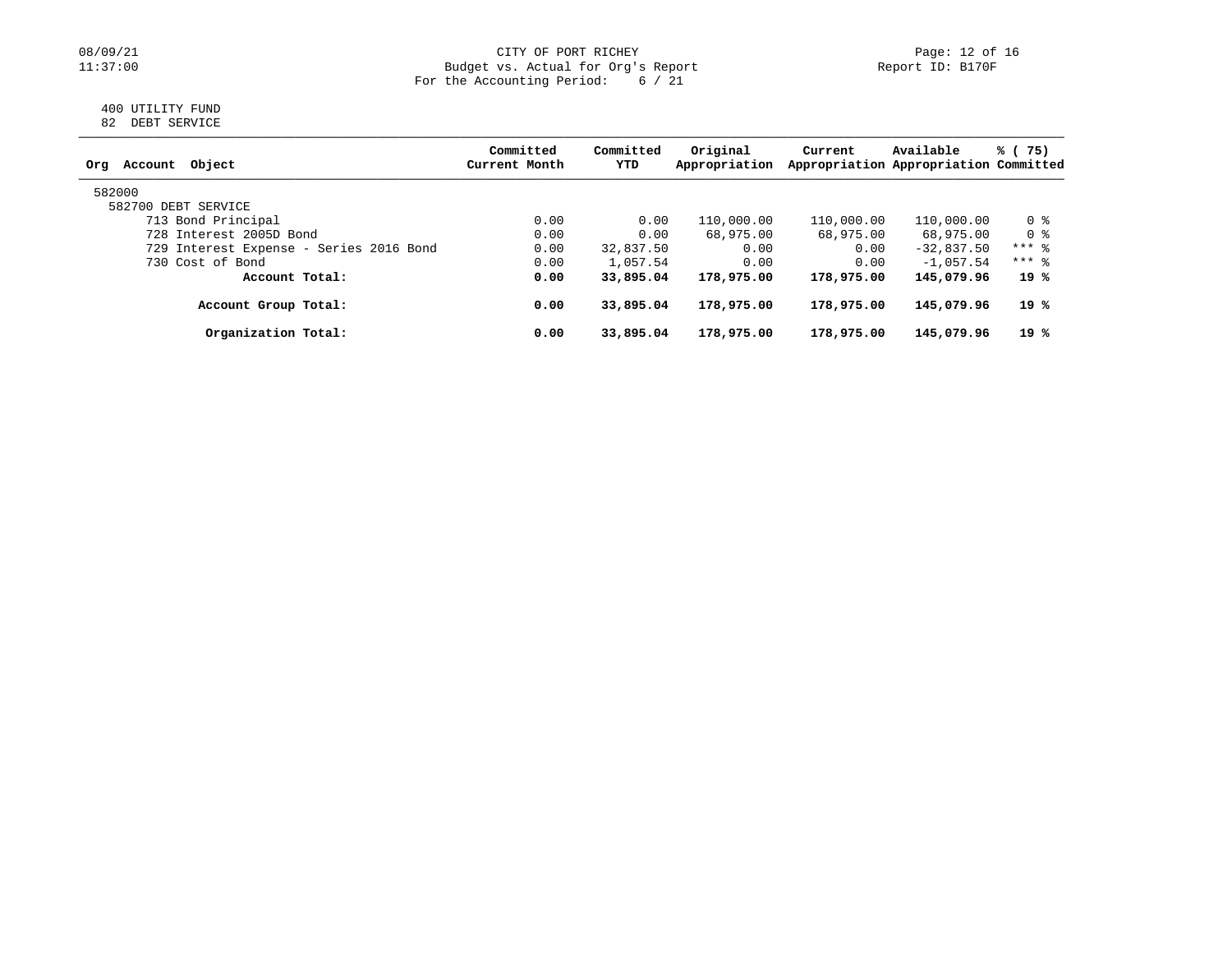CITY OF PORT RICHEY
Budget vs. Actual for Org's Report
For the Accounting Period: 6 / 21

08/09/21
11:37:00

Report ID: B170F

400 UTILITY FUND
82 DEBT SERVICE

| Org Account Object | Committed Current Month | Committed YTD | Original Appropriation | Current Appropriation | Available Appropriation | % ( 75) Committed |
|---|---|---|---|---|---|---|
| 582000 | | | | | | |
| 582700 DEBT SERVICE | | | | | | |
| 713 Bond Principal | 0.00 | 0.00 | 110,000.00 | 110,000.00 | 110,000.00 | 0 % |
| 728 Interest 2005D Bond | 0.00 | 0.00 | 68,975.00 | 68,975.00 | 68,975.00 | 0 % |
| 729 Interest Expense - Series 2016 Bond | 0.00 | 32,837.50 | 0.00 | 0.00 | -32,837.50 | *** % |
| 730 Cost of Bond | 0.00 | 1,057.54 | 0.00 | 0.00 | -1,057.54 | *** % |
| **Account Total:** | **0.00** | **33,895.04** | **178,975.00** | **178,975.00** | **145,079.96** | **19 %** |
| **Account Group Total:** | **0.00** | **33,895.04** | **178,975.00** | **178,975.00** | **145,079.96** | **19 %** |
| **Organization Total:** | **0.00** | **33,895.04** | **178,975.00** | **178,975.00** | **145,079.96** | **19 %** |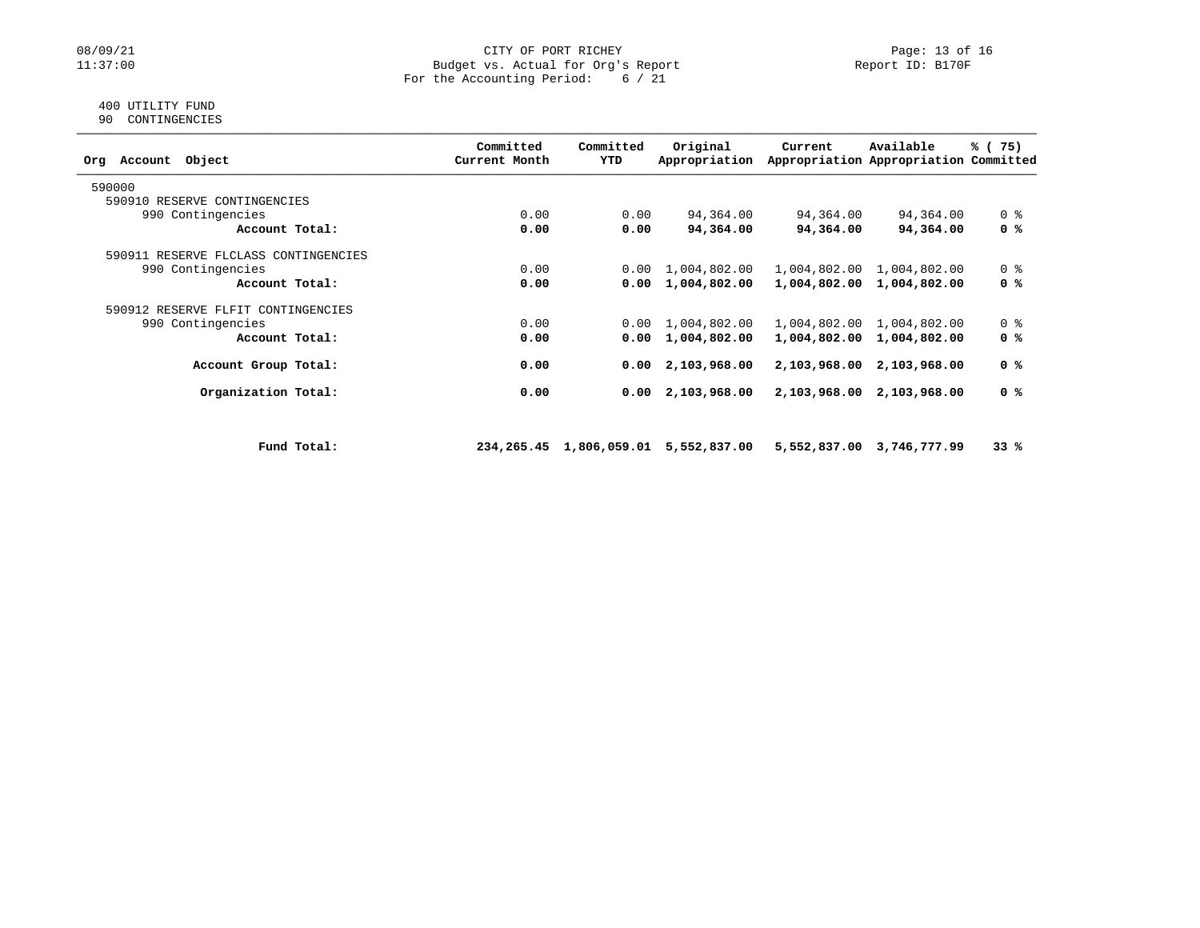CITY OF PORT RICHEY
Budget vs. Actual for Org's Report
For the Accounting Period: 6 / 21

400 UTILITY FUND
90 CONTINGENCIES

| Org Account Object | Committed Current Month | Committed YTD | Original Appropriation | Current Appropriation | Available Appropriation | % ( 75) Committed |
|---|---|---|---|---|---|---|
| 590000 | | | | | | |
| 590910 RESERVE CONTINGENCIES | | | | | | |
| 990 Contingencies | 0.00 | 0.00 | 94,364.00 | 94,364.00 | 94,364.00 | 0 % |
| **Account Total:** | **0.00** | **0.00** | **94,364.00** | **94,364.00** | **94,364.00** | **0 %** |
| 590911 RESERVE FLCLASS CONTINGENCIES | | | | | | |
| 990 Contingencies | 0.00 | 0.00 | 1,004,802.00 | 1,004,802.00 | 1,004,802.00 | 0 % |
| **Account Total:** | **0.00** | **0.00** | **1,004,802.00** | **1,004,802.00** | **1,004,802.00** | **0 %** |
| 590912 RESERVE FLFIT CONTINGENCIES | | | | | | |
| 990 Contingencies | 0.00 | 0.00 | 1,004,802.00 | 1,004,802.00 | 1,004,802.00 | 0 % |
| **Account Total:** | **0.00** | **0.00** | **1,004,802.00** | **1,004,802.00** | **1,004,802.00** | **0 %** |
| **Account Group Total:** | **0.00** | **0.00** | **2,103,968.00** | **2,103,968.00** | **2,103,968.00** | **0 %** |
| **Organization Total:** | **0.00** | **0.00** | **2,103,968.00** | **2,103,968.00** | **2,103,968.00** | **0 %** |
| **Fund Total:** | **234,265.45** | **1,806,059.01** | **5,552,837.00** | **5,552,837.00** | **3,746,777.99** | **33 %** |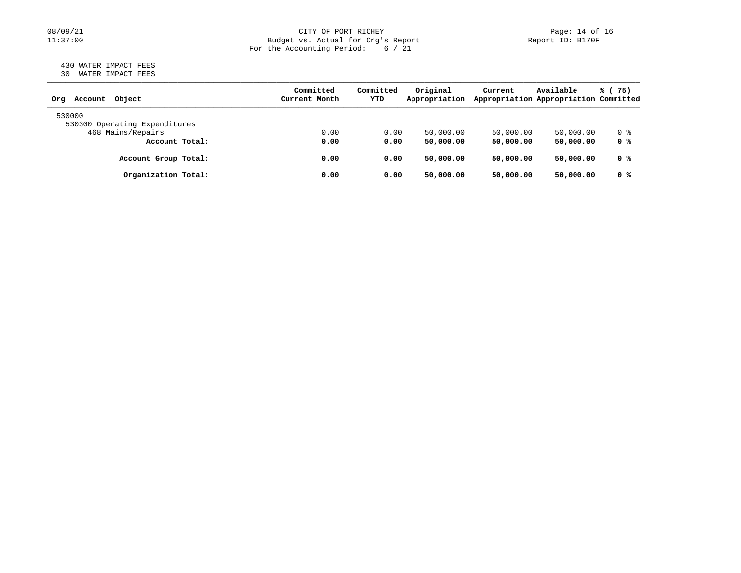CITY OF PORT RICHEY
Budget vs. Actual for Org's Report
For the Accounting Period: 6 / 21

430 WATER IMPACT FEES
30 WATER IMPACT FEES

| Org Account Object | Committed Current Month | Committed YTD | Original Appropriation | Current Appropriation | Available Appropriation | % ( 75) Committed |
|---|---|---|---|---|---|---|
| 530000 | | | | | | |
| 530300 Operating Expenditures | | | | | | |
| 468 Mains/Repairs | 0.00 | 0.00 | 50,000.00 | 50,000.00 | 50,000.00 | 0 % |
| **Account Total:** | **0.00** | **0.00** | **50,000.00** | **50,000.00** | **50,000.00** | **0 %** |
| **Account Group Total:** | **0.00** | **0.00** | **50,000.00** | **50,000.00** | **50,000.00** | **0 %** |
| **Organization Total:** | **0.00** | **0.00** | **50,000.00** | **50,000.00** | **50,000.00** | **0 %** |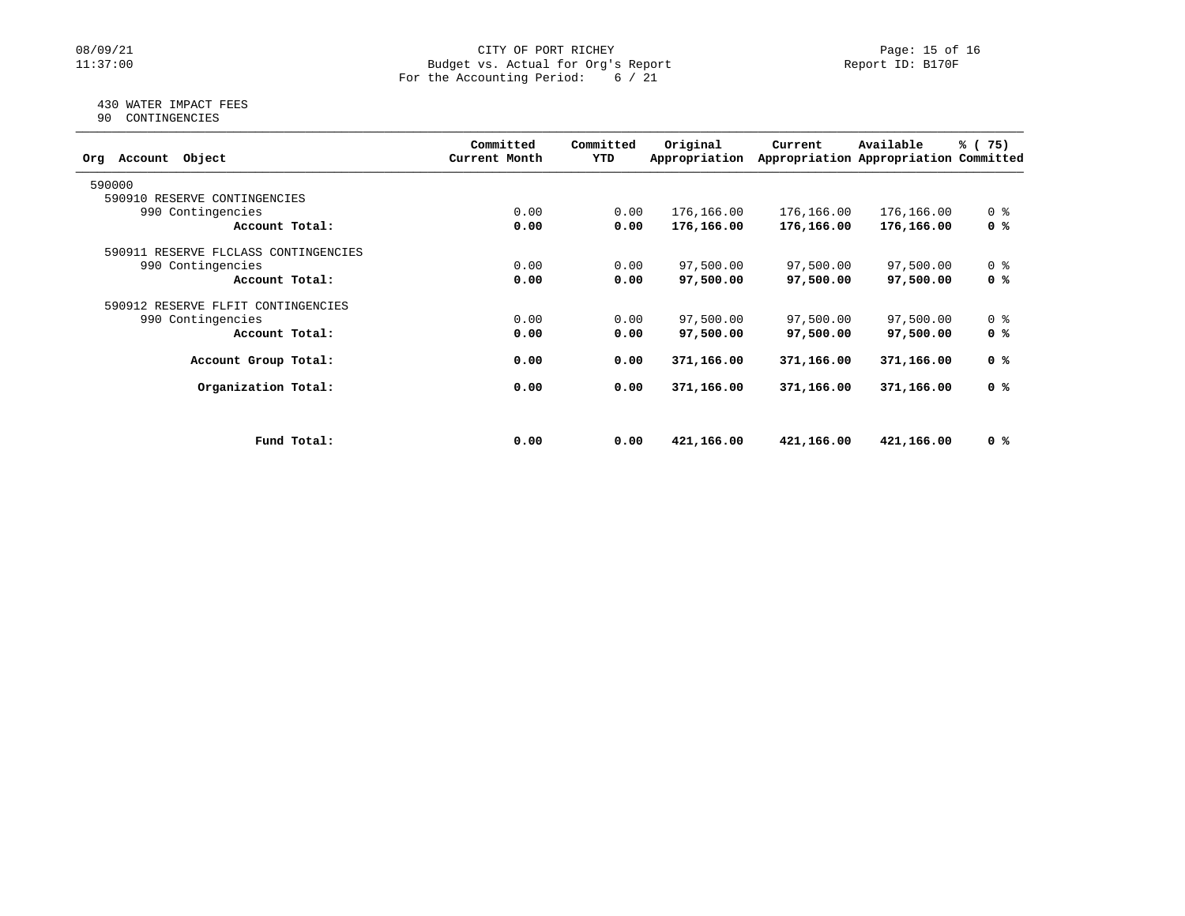CITY OF PORT RICHEY
Budget vs. Actual for Org's Report
For the Accounting Period: 6 / 21

08/09/21
11:37:00

Report ID: B170F

430 WATER IMPACT FEES
90 CONTINGENCIES

| Org Account Object | Committed Current Month | Committed YTD | Original Appropriation | Current Appropriation | Available Appropriation | % ( 75) Committed |
|---|---|---|---|---|---|---|
| 590000 | | | | | | |
| 590910 RESERVE CONTINGENCIES | | | | | | |
| 990 Contingencies | 0.00 | 0.00 | 176,166.00 | 176,166.00 | 176,166.00 | 0 % |
| **Account Total:** | **0.00** | **0.00** | **176,166.00** | **176,166.00** | **176,166.00** | **0 %** |
| 590911 RESERVE FLCLASS CONTINGENCIES | | | | | | |
| 990 Contingencies | 0.00 | 0.00 | 97,500.00 | 97,500.00 | 97,500.00 | 0 % |
| **Account Total:** | **0.00** | **0.00** | **97,500.00** | **97,500.00** | **97,500.00** | **0 %** |
| 590912 RESERVE FLFIT CONTINGENCIES | | | | | | |
| 990 Contingencies | 0.00 | 0.00 | 97,500.00 | 97,500.00 | 97,500.00 | 0 % |
| **Account Total:** | **0.00** | **0.00** | **97,500.00** | **97,500.00** | **97,500.00** | **0 %** |
| **Account Group Total:** | **0.00** | **0.00** | **371,166.00** | **371,166.00** | **371,166.00** | **0 %** |
| **Organization Total:** | **0.00** | **0.00** | **371,166.00** | **371,166.00** | **371,166.00** | **0 %** |
| **Fund Total:** | **0.00** | **0.00** | **421,166.00** | **421,166.00** | **421,166.00** | **0 %** |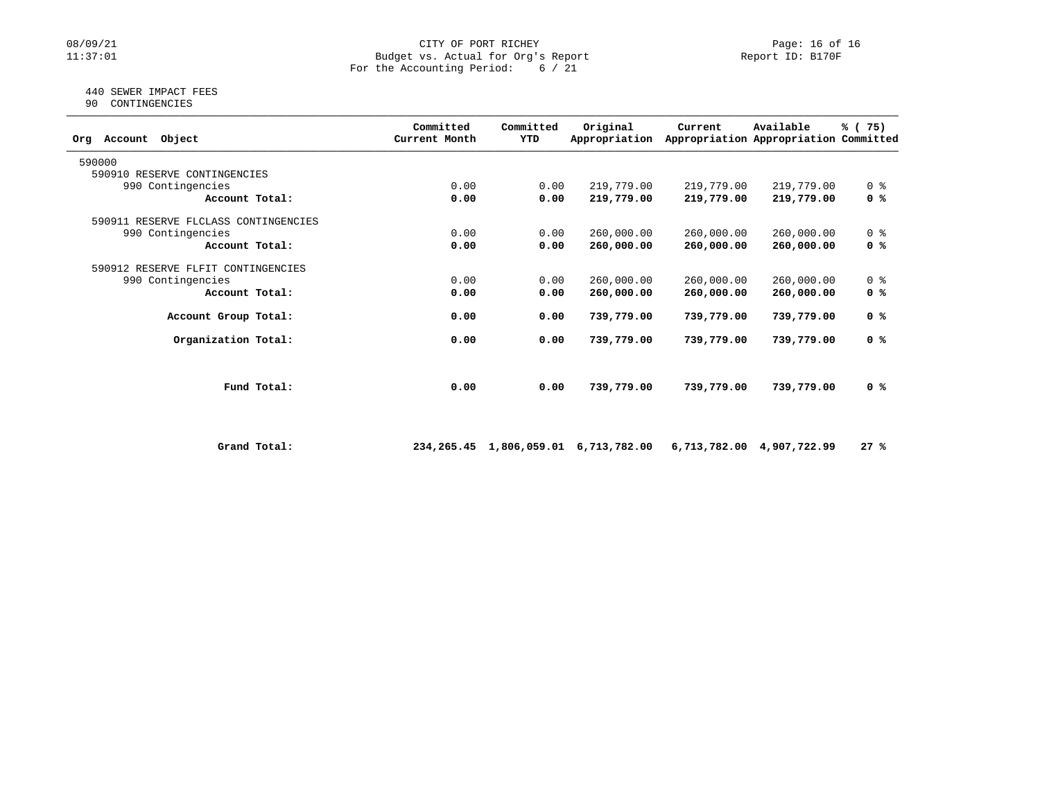CITY OF PORT RICHEY
Budget vs. Actual for Org's Report
For the Accounting Period: 6 / 21

Report ID: B170F

440 SEWER IMPACT FEES
90 CONTINGENCIES

| Org Account Object | Committed Current Month | Committed YTD | Original Appropriation | Current Appropriation | Available Appropriation | % ( 75) Committed |
|---|---|---|---|---|---|---|
| 590000 | | | | | | |
| 590910 RESERVE CONTINGENCIES | | | | | | |
| 990 Contingencies | 0.00 | 0.00 | 219,779.00 | 219,779.00 | 219,779.00 | 0 % |
| **Account Total:** | **0.00** | **0.00** | **219,779.00** | **219,779.00** | **219,779.00** | **0 %** |
| 590911 RESERVE FLCLASS CONTINGENCIES | | | | | | |
| 990 Contingencies | 0.00 | 0.00 | 260,000.00 | 260,000.00 | 260,000.00 | 0 % |
| **Account Total:** | **0.00** | **0.00** | **260,000.00** | **260,000.00** | **260,000.00** | **0 %** |
| 590912 RESERVE FLFIT CONTINGENCIES | | | | | | |
| 990 Contingencies | 0.00 | 0.00 | 260,000.00 | 260,000.00 | 260,000.00 | 0 % |
| **Account Total:** | **0.00** | **0.00** | **260,000.00** | **260,000.00** | **260,000.00** | **0 %** |
| **Account Group Total:** | **0.00** | **0.00** | **739,779.00** | **739,779.00** | **739,779.00** | **0 %** |
| **Organization Total:** | **0.00** | **0.00** | **739,779.00** | **739,779.00** | **739,779.00** | **0 %** |
| **Fund Total:** | **0.00** | **0.00** | **739,779.00** | **739,779.00** | **739,779.00** | **0 %** |
| **Grand Total:** | **234,265.45** | **1,806,059.01** | **6,713,782.00** | **6,713,782.00** | **4,907,722.99** | **27 %** |